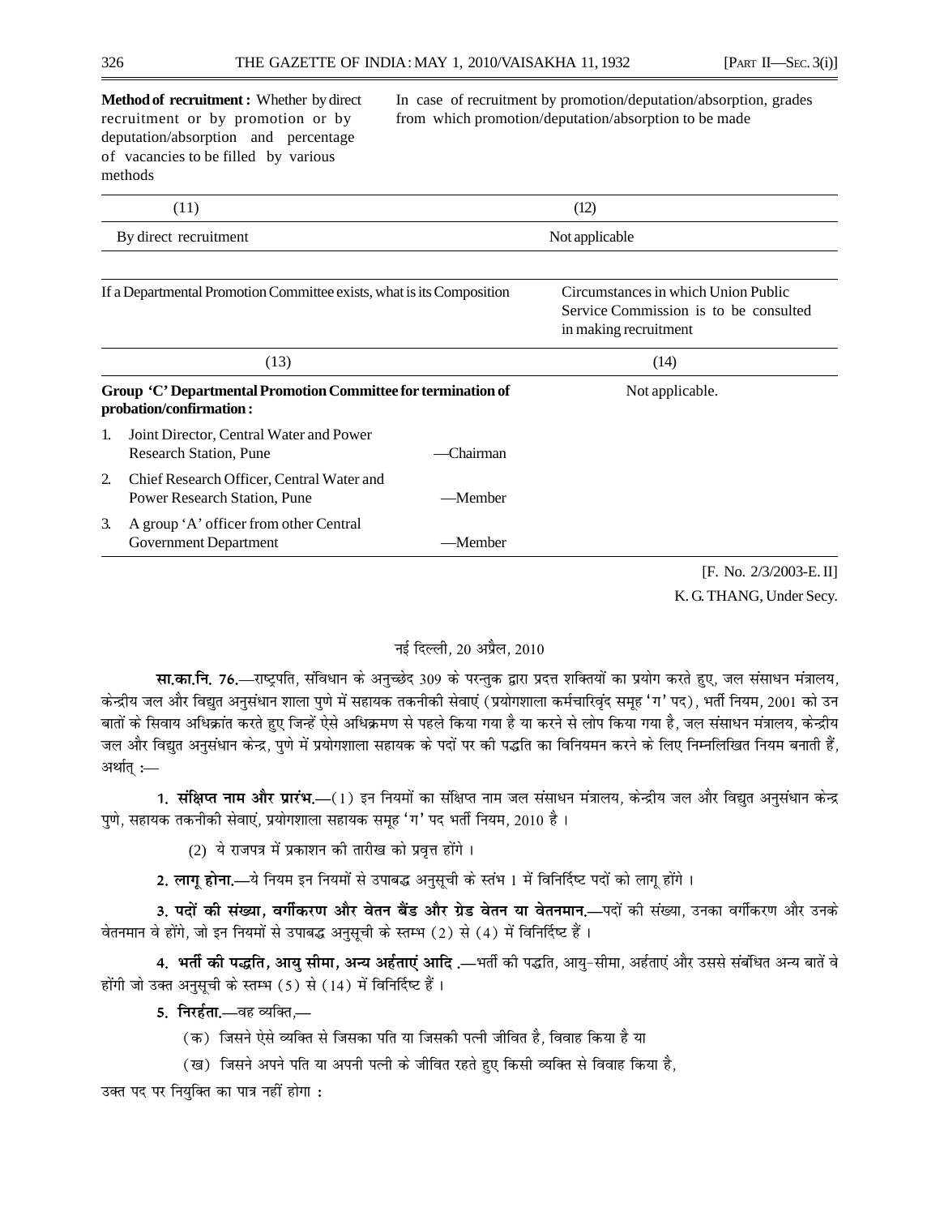| Method of recruitment : Whether by direct recruitment or by promotion or by deputation/absorption and percentage of vacancies to be filled by various methods | In case of recruitment by promotion/deputation/absorption, grades from which promotion/deputation/absorption to be made |
|---|---|
| (11) | (12) |
| By direct recruitment | Not applicable |

| If a Departmental Promotion Committee exists, what is its Composition | Circumstances in which Union Public Service Commission is to be consulted in making recruitment |
|---|---|
| (13) | (14) |
| **Group 'C' Departmental Promotion Committee for termination of probation/confirmation :**<br>1. Joint Director, Central Water and Power Research Station, Pune —Chairman<br>2. Chief Research Officer, Central Water and Power Research Station, Pune —Member<br>3. A group 'A' officer from other Central Government Department —Member | Not applicable. |

[F. No. 2/3/2003-E. II]

K. G. THANG, Under Secy.

नई दिल्ली, 20 अप्रैल, 2010

**सा.का.नि. 76.**—राष्ट्रपति, संविधान के अनुच्छेद 309 के परन्तुक द्वारा प्रदत्त शक्तियों का प्रयोग करते हुए, जल संसाधन मंत्रालय, केन्द्रीय जल और विद्युत अनुसंधान शाला पुणे में सहायक तकनीकी सेवाएं (प्रयोगशाला कर्मचारिवृंद समूह 'ग' पद), भर्ती नियम, 2001 को उन बातों के सिवाय अधिक्रांत करते हुए जिन्हें ऐसे अधिक्रमण से पहले किया गया है या करने से लोप किया गया है, जल संसाधन मंत्रालय, केन्द्रीय जल और विद्युत अनुसंधान केन्द्र, पुणे में प्रयोगशाला सहायक के पदों पर की पद्धति का विनियमन करने के लिए निम्नलिखित नियम बनाती हैं, अर्थात् :—

**1. संक्षिप्त नाम और प्रारंभ.**—(1) इन नियमों का संक्षिप्त नाम जल संसाधन मंत्रालय, केन्द्रीय जल और विद्युत अनुसंधान केन्द्र पुणे, सहायक तकनीकी सेवाएं, प्रयोगशाला सहायक समूह 'ग' पद भर्ती नियम, 2010 है ।

(2) ये राजपत्र में प्रकाशन की तारीख को प्रवृत्त होंगे ।

**2. लागू होना.**—ये नियम इन नियमों से उपाबद्ध अनुसूची के स्तंभ 1 में विनिर्दिष्ट पदों को लागू होंगे ।

**3. पदों की संख्या, वर्गीकरण और वेतन बैंड और ग्रेड वेतन या वेतनमान.**—पदों की संख्या, उनका वर्गीकरण और उनके वेतनमान वे होंगे, जो इन नियमों से उपाबद्ध अनुसूची के स्तम्भ (2) से (4) में विनिर्दिष्ट हैं ।

**4. भर्ती की पद्धति, आयु सीमा, अन्य अर्हताएं आदि .**—भर्ती की पद्धति, आयु-सीमा, अर्हताएं और उससे संबंधित अन्य बातें वे होंगी जो उक्त अनुसूची के स्तम्भ (5) से (14) में विनिर्दिष्ट हैं ।

**5. निरर्हता.**—वह व्यक्ति,—

(क) जिसने ऐसे व्यक्ति से जिसका पति या जिसकी पत्नी जीवित है, विवाह किया है या

(ख) जिसने अपने पति या अपनी पत्नी के जीवित रहते हुए किसी व्यक्ति से विवाह किया है,

उक्त पद पर नियुक्ति का पात्र नहीं होगा :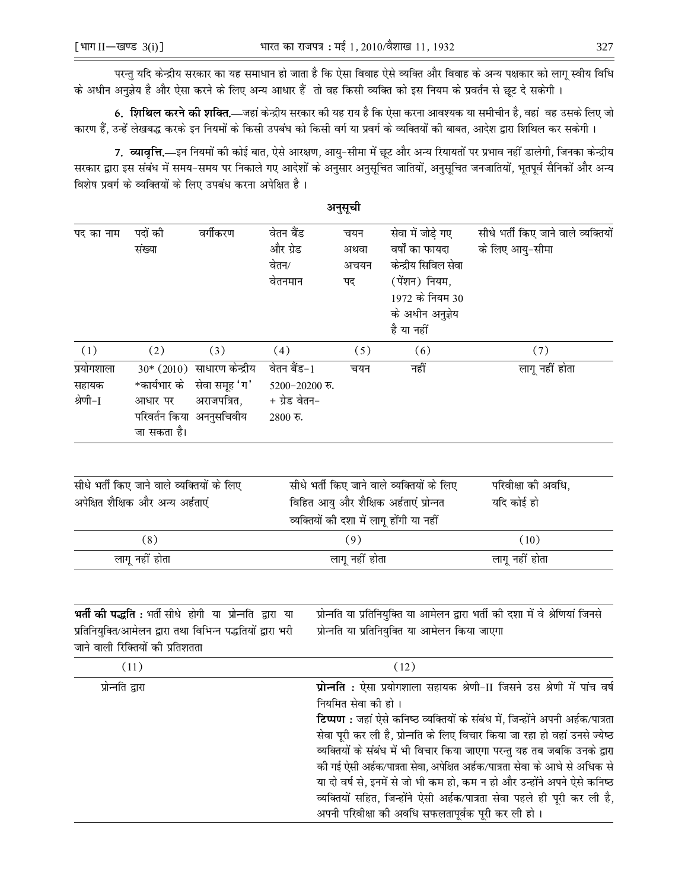परन्तु यदि केन्द्रीय सरकार का यह समाधान हो जाता है कि ऐसा विवाह ऐसे व्यक्ति और विवाह के अन्य पक्षकार को लागू स्वीय विधि के अधीन अनुज्ञेय है और ऐसा करने के लिए अन्य आधार हैं तो वह किसी व्यक्ति को इस नियम के प्रवर्तन से छूट दे सकेगी ।

**6. शिथिल करने की शक्ति.**—जहां केन्द्रीय सरकार की यह राय है कि ऐसा करना आवश्यक या समीचीन है, वहां वह उसके लिए जो कारण हैं, उन्हें लेखबद्ध करके इन नियमों के किसी उपबंध को किसी वर्ग या प्रवर्ग के व्यक्तियों की बाबत, आदेश द्वारा शिथिल कर सकेगी ।

**7. व्यावृत्ति.**—इन नियमों की कोई बात, ऐसे आरक्षण, आयु-सीमा में छूट और अन्य रियायतों पर प्रभाव नहीं डालेगी, जिनका केन्द्रीय सरकार द्वारा इस संबंध में समय-समय पर निकाले गए आदेशों के अनुसार अनुसूचित जातियों, अनुसूचित जनजातियों, भूतपूर्व सैनिकों और अन्य विशेष प्रवर्ग के व्यक्तियों के लिए उपबंध करना अपेक्षित है ।

## अनुसूची

| पद का नाम | पदों की संख्या | वर्गीकरण | वेतन बैंड और ग्रेड वेतन/ वेतनमान | चयन अथवा अचयन पद | सेवा में जोड़े गए वर्षों का फायदा केन्द्रीय सिविल सेवा (पेंशन) नियम, 1972 के नियम 30 के अधीन अनुज्ञेय है या नहीं | सीधे भर्ती किए जाने वाले व्यक्तियों के लिए आयु-सीमा |
|---|---|---|---|---|---|---|
| (1) | (2) | (3) | (4) | (5) | (6) | (7) |
| प्रयोगशाला सहायक श्रेणी-I | 30* (2010) *कार्यभार के आधार पर परिवर्तन किया जा सकता है। | साधारण केन्द्रीय सेवा समूह 'ग' अराजपत्रित, अननुसचिवीय | वेतन बैंड-1 5200-20200 रु. + ग्रेड वेतन- 2800 रु. | चयन | नहीं | लागू नहीं होता |

| सीधे भर्ती किए जाने वाले व्यक्तियों के लिए अपेक्षित शैक्षिक और अन्य अर्हताएं | सीधे भर्ती किए जाने वाले व्यक्तियों के लिए विहित आयु और शैक्षिक अर्हताएं प्रोन्नत व्यक्तियों की दशा में लागू होंगी या नहीं | परिवीक्षा की अवधि, यदि कोई हो |
|---|---|---|
| (8) | (9) | (10) |
| लागू नहीं होता | लागू नहीं होता | लागू नहीं होता |

| **भर्ती की पद्धति :** भर्ती सीधे होगी या प्रोन्नति द्वारा या प्रतिनियुक्ति/आमेलन द्वारा तथा विभिन्न पद्धतियों द्वारा भरी जाने वाली रिक्तियों की प्रतिशतता | प्रोन्नति या प्रतिनियुक्ति या आमेलन द्वारा भर्ती की दशा में वे श्रेणियां जिनसे प्रोन्नति या प्रतिनियुक्ति या आमेलन किया जाएगा |
|---|---|
| (11) | (12) |
| प्रोन्नति द्वारा | **प्रोन्नति :** ऐसा प्रयोगशाला सहायक श्रेणी-II जिसने उस श्रेणी में पांच वर्ष नियमित सेवा की हो । **टिप्पण :** जहां ऐसे कनिष्ठ व्यक्तियों के संबंध में, जिन्होंने अपनी अर्हक/पात्रता सेवा पूरी कर ली है, प्रोन्नति के लिए विचार किया जा रहा हो वहां उनसे ज्येष्ठ व्यक्तियों के संबंध में भी विचार किया जाएगा परन्तु यह तब जबकि उनके द्वारा की गई ऐसी अर्हक/पात्रता सेवा, अपेक्षित अर्हक/पात्रता सेवा के आधे से अधिक से या दो वर्ष से, इनमें से जो भी कम हो, कम न हो और उन्होंने अपने ऐसे कनिष्ठ व्यक्तियों सहित, जिन्होंने ऐसी अर्हक/पात्रता सेवा पहले ही पूरी कर ली है, अपनी परिवीक्षा की अवधि सफलतापूर्वक पूरी कर ली हो । |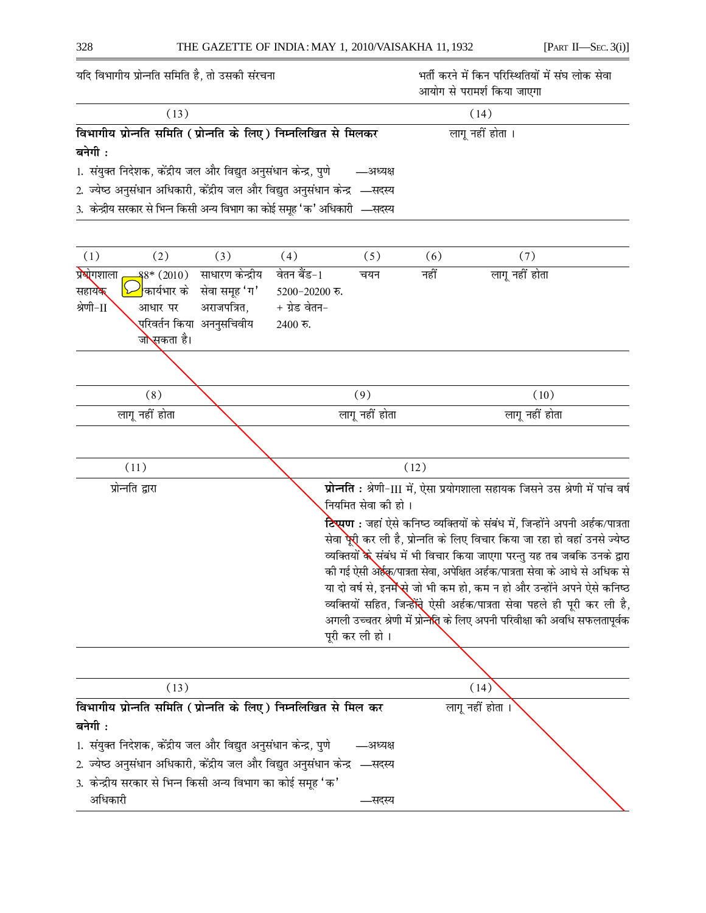| यदि विभागीय प्रोन्नति समिति है, तो उसकी संरचना | भर्ती करने में किन परिस्थितियों में संघ लोक सेवा आयोग से परामर्श किया जाएगा |
|---|---|
| (13) | (14) |
| **विभागीय प्रोन्नति समिति ( प्रोन्नति के लिए ) निम्नलिखित से मिलकर बनेगी :**<br>1. संयुक्त निदेशक, केंद्रीय जल और विद्युत अनुसंधान केन्द्र, पुणे —अध्यक्ष<br>2. ज्येष्ठ अनुसंधान अधिकारी, केंद्रीय जल और विद्युत अनुसंधान केन्द्र —सदस्य<br>3. केन्द्रीय सरकार से भिन्न किसी अन्य विभाग का कोई समूह 'क' अधिकारी —सदस्य | लागू नहीं होता । |

| (1) | (2) | (3) | (4) | (5) | (6) | (7) |
|---|---|---|---|---|---|---|
| प्रयोगशाला सहायक श्रेणी-II | 88* (2010) *कार्यभार के आधार पर परिवर्तन किया जा सकता है। | साधारण केन्द्रीय सेवा समूह 'ग' अराजपत्रित, अननुसचिवीय | वेतन बैंड-1 5200-20200 रु. + ग्रेड वेतन-2400 रु. | चयन | नहीं | लागू नहीं होता |

| (8) | (9) | (10) |
|---|---|---|
| लागू नहीं होता | लागू नहीं होता | लागू नहीं होता |

| (11) | (12) |
|---|---|
| प्रोन्नति द्वारा | **प्रोन्नति :** श्रेणी-III में, ऐसा प्रयोगशाला सहायक जिसने उस श्रेणी में पांच वर्ष नियमित सेवा की हो ।<br>**टिप्पण :** जहां ऐसे कनिष्ठ व्यक्तियों के संबंध में, जिन्होंने अपनी अर्हक/पात्रता सेवा पूरी कर ली है, प्रोन्नति के लिए विचार किया जा रहा हो वहां उनसे ज्येष्ठ व्यक्तियों के संबंध में भी विचार किया जाएगा परन्तु यह तब जबकि उनके द्वारा की गई ऐसी अर्हक/पात्रता सेवा, अपेक्षित अर्हक/पात्रता सेवा के आधे से अधिक से या दो वर्ष से, इनमें से जो भी कम हो, कम न हो और उन्होंने अपने ऐसे कनिष्ठ व्यक्तियों सहित, जिन्होंने ऐसी अर्हक/पात्रता सेवा पहले ही पूरी कर ली है, अगली उच्चतर श्रेणी में प्रोन्नति के लिए अपनी परिवीक्षा की अवधि सफलतापूर्वक पूरी कर ली हो । |

| (13) | (14) |
|---|---|
| **विभागीय प्रोन्नति समिति ( प्रोन्नति के लिए ) निम्नलिखित से मिल कर बनेगी :**<br>1. संयुक्त निदेशक, केंद्रीय जल और विद्युत अनुसंधान केन्द्र, पुणे —अध्यक्ष<br>2. ज्येष्ठ अनुसंधान अधिकारी, केंद्रीय जल और विद्युत अनुसंधान केन्द्र —सदस्य<br>3. केन्द्रीय सरकार से भिन्न किसी अन्य विभाग का कोई समूह 'क' अधिकारी —सदस्य | लागू नहीं होता । |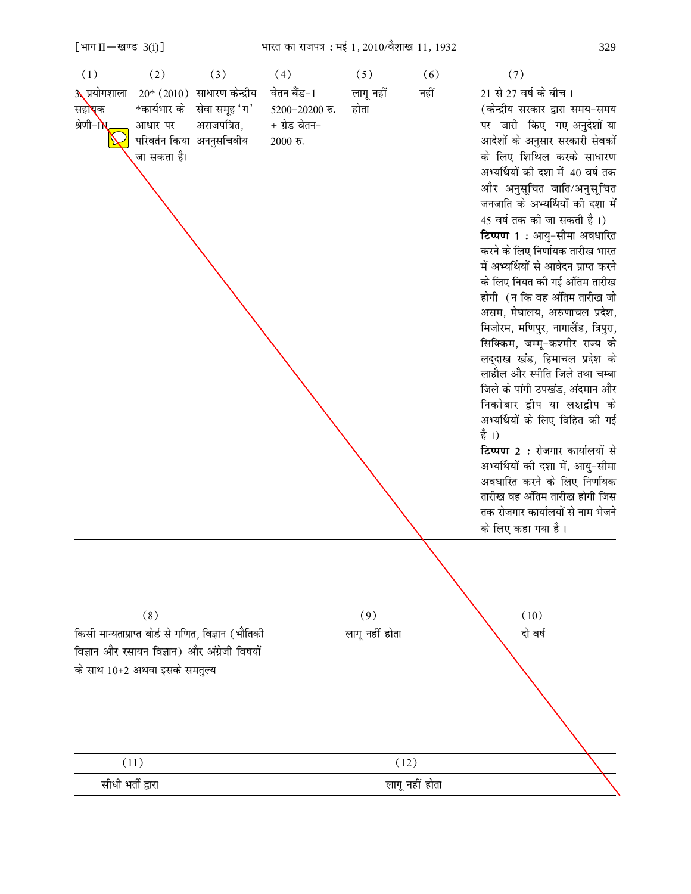| (1) | (2) | (3) | (4) | (5) | (6) | (7) |
|---|---|---|---|---|---|---|
| 3. प्रयोगशाला सहायक श्रेणी-III | 20* (2010) *कार्यभार के आधार पर परिवर्तन किया जा सकता है। | साधारण केन्द्रीय सेवा समूह 'ग' अराजपत्रित, अननुसचिवीय | वेतन बैंड-1 5200-20200 रु. + ग्रेड वेतन-2000 रु. | लागू नहीं होता | नहीं | 21 से 27 वर्ष के बीच । (केन्द्रीय सरकार द्वारा समय-समय पर जारी किए गए अनुदेशों या आदेशों के अनुसार सरकारी सेवकों के लिए शिथिल करके साधारण अभ्यर्थियों की दशा में 40 वर्ष तक और अनुसूचित जाति/अनुसूचित जनजाति के अभ्यर्थियों की दशा में 45 वर्ष तक की जा सकती है ।) **टिप्पण 1 :** आयु-सीमा अवधारित करने के लिए निर्णायक तारीख भारत में अभ्यर्थियों से आवेदन प्राप्त करने के लिए नियत की गई अंतिम तारीख होगी (न कि वह अंतिम तारीख जो असम, मेघालय, अरुणाचल प्रदेश, मिजोरम, मणिपुर, नागालैंड, त्रिपुरा, सिक्किम, जम्मू-कश्मीर राज्य के लद्दाख खंड, हिमाचल प्रदेश के लाहौल और स्पीति जिले तथा चम्बा जिले के पांगी उपखंड, अंदमान और निकोबार द्वीप या लक्षद्वीप के अभ्यर्थियों के लिए विहित की गई है ।) **टिप्पण 2 :** रोजगार कार्यालयों से अभ्यर्थियों की दशा में, आयु-सीमा अवधारित करने के लिए निर्णायक तारीख वह अंतिम तारीख होगी जिस तक रोजगार कार्यालयों से नाम भेजने के लिए कहा गया है । |

| (8) | (9) | (10) |
|---|---|---|
| किसी मान्यताप्राप्त बोर्ड से गणित, विज्ञान (भौतिकी विज्ञान और रसायन विज्ञान) और अंग्रेजी विषयों के साथ 10+2 अथवा इसके समतुल्य | लागू नहीं होता | दो वर्ष |

| (11) | (12) |
|---|---|
| सीधी भर्ती द्वारा | लागू नहीं होता |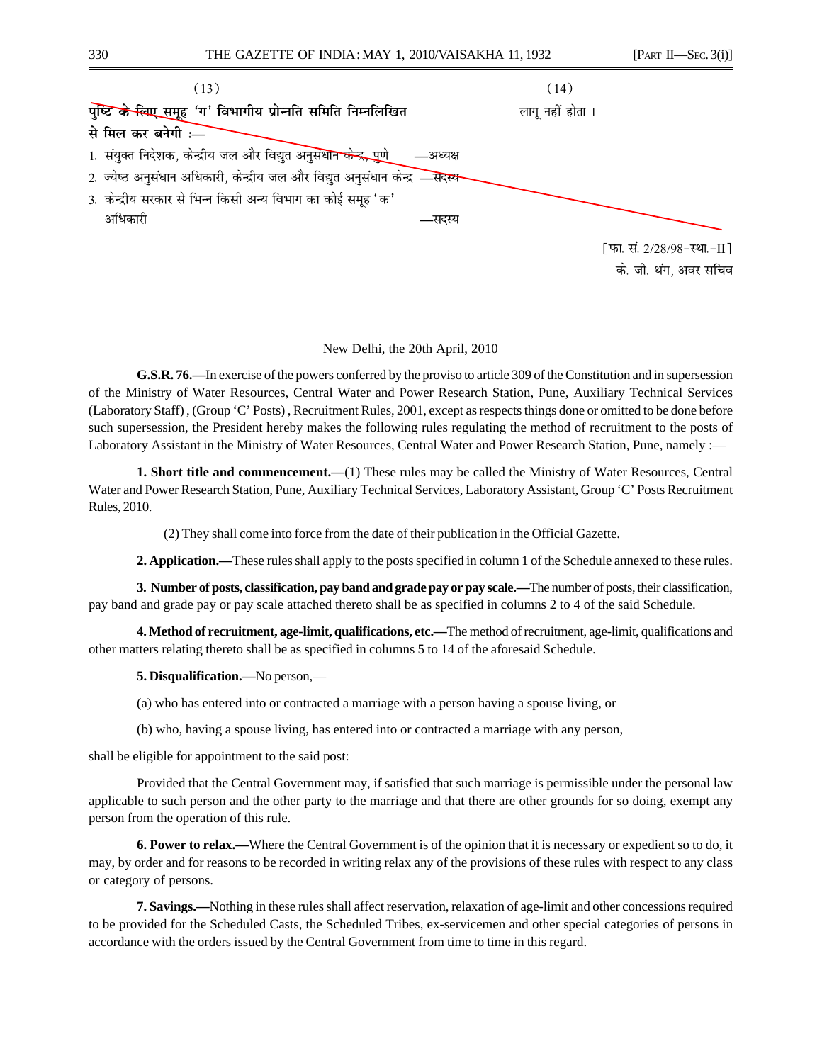| (13) | (14) |
|---|---|
| **पुष्टि के लिए समूह 'ग' विभागीय प्रोन्नति समिति निम्नलिखित से मिल कर बनेगी :—**<br>1. संयुक्त निदेशक, केन्द्रीय जल और विद्युत अनुसंधान केन्द्र, पुणे —अध्यक्ष<br>2. ज्येष्ठ अनुसंधान अधिकारी, केन्द्रीय जल और विद्युत अनुसंधान केन्द्र —सदस्य<br>3. केन्द्रीय सरकार से भिन्न किसी अन्य विभाग का कोई समूह 'क' अधिकारी —सदस्य | लागू नहीं होता । |

[फा. सं. 2/28/98-स्था.-II]

के. जी. थंग, अवर सचिव

New Delhi, the 20th April, 2010

**G.S.R. 76.—**In exercise of the powers conferred by the proviso to article 309 of the Constitution and in supersession of the Ministry of Water Resources, Central Water and Power Research Station, Pune, Auxiliary Technical Services (Laboratory Staff), (Group 'C' Posts), Recruitment Rules, 2001, except as respects things done or omitted to be done before such supersession, the President hereby makes the following rules regulating the method of recruitment to the posts of Laboratory Assistant in the Ministry of Water Resources, Central Water and Power Research Station, Pune, namely :—

**1. Short title and commencement.—**(1) These rules may be called the Ministry of Water Resources, Central Water and Power Research Station, Pune, Auxiliary Technical Services, Laboratory Assistant, Group 'C' Posts Recruitment Rules, 2010.

(2) They shall come into force from the date of their publication in the Official Gazette.

**2. Application.—**These rules shall apply to the posts specified in column 1 of the Schedule annexed to these rules.

**3. Number of posts, classification, pay band and grade pay or pay scale.—**The number of posts, their classification, pay band and grade pay or pay scale attached thereto shall be as specified in columns 2 to 4 of the said Schedule.

**4. Method of recruitment, age-limit, qualifications, etc.—**The method of recruitment, age-limit, qualifications and other matters relating thereto shall be as specified in columns 5 to 14 of the aforesaid Schedule.

**5. Disqualification.—**No person,—

(a) who has entered into or contracted a marriage with a person having a spouse living, or

(b) who, having a spouse living, has entered into or contracted a marriage with any person,

shall be eligible for appointment to the said post:

Provided that the Central Government may, if satisfied that such marriage is permissible under the personal law applicable to such person and the other party to the marriage and that there are other grounds for so doing, exempt any person from the operation of this rule.

**6. Power to relax.—**Where the Central Government is of the opinion that it is necessary or expedient so to do, it may, by order and for reasons to be recorded in writing relax any of the provisions of these rules with respect to any class or category of persons.

**7. Savings.—**Nothing in these rules shall affect reservation, relaxation of age-limit and other concessions required to be provided for the Scheduled Castes, the Scheduled Tribes, ex-servicemen and other special categories of persons in accordance with the orders issued by the Central Government from time to time in this regard.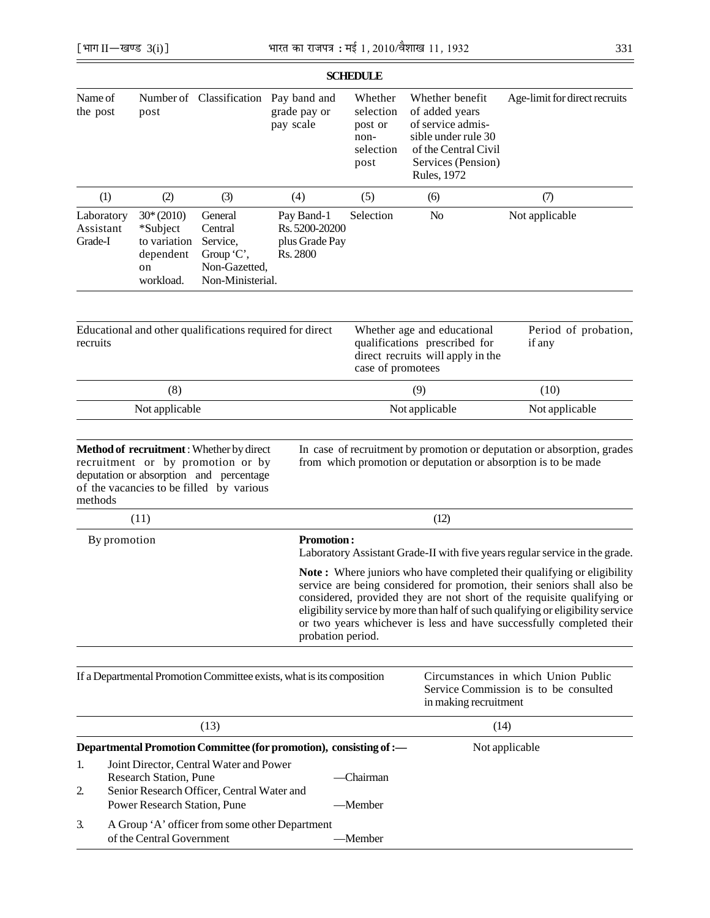## SCHEDULE

| Name of the post | Number of post | Classification | Pay band and grade pay or pay scale | Whether selection post or non-selection post | Whether benefit of added years of service admissible under rule 30 of the Central Civil Services (Pension) Rules, 1972 | Age-limit for direct recruits |
|---|---|---|---|---|---|---|
| (1) | (2) | (3) | (4) | (5) | (6) | (7) |
| Laboratory Assistant Grade-I | 30* (2010) *Subject to variation dependent on workload. | General Central Service, Group 'C', Non-Gazetted, Non-Ministerial. | Pay Band-1 Rs. 5200-20200 plus Grade Pay Rs. 2800 | Selection | No | Not applicable |

| Educational and other qualifications required for direct recruits | Whether age and educational qualifications prescribed for direct recruits will apply in the case of promotees | Period of probation, if any |
|---|---|---|
| (8) | (9) | (10) |
| Not applicable | Not applicable | Not applicable |

| Method of recruitment : Whether by direct recruitment or by promotion or by deputation or absorption and percentage of the vacancies to be filled by various methods | In case of recruitment by promotion or deputation or absorption, grades from which promotion or deputation or absorption is to be made |
|---|---|
| (11) | (12) |
| By promotion | **Promotion :** Laboratory Assistant Grade-II with five years regular service in the grade. **Note :** Where juniors who have completed their qualifying or eligibility service are being considered for promotion, their seniors shall also be considered, provided they are not short of the requisite qualifying or eligibility service by more than half of such qualifying or eligibility service or two years whichever is less and have successfully completed their probation period. |

| If a Departmental Promotion Committee exists, what is its composition | Circumstances in which Union Public Service Commission is to be consulted in making recruitment |
|---|---|
| (13) | (14) |
| **Departmental Promotion Committee (for promotion), consisting of :—** 1. Joint Director, Central Water and Power Research Station, Pune —Chairman 2. Senior Research Officer, Central Water and Power Research Station, Pune —Member 3. A Group 'A' officer from some other Department of the Central Government —Member | Not applicable |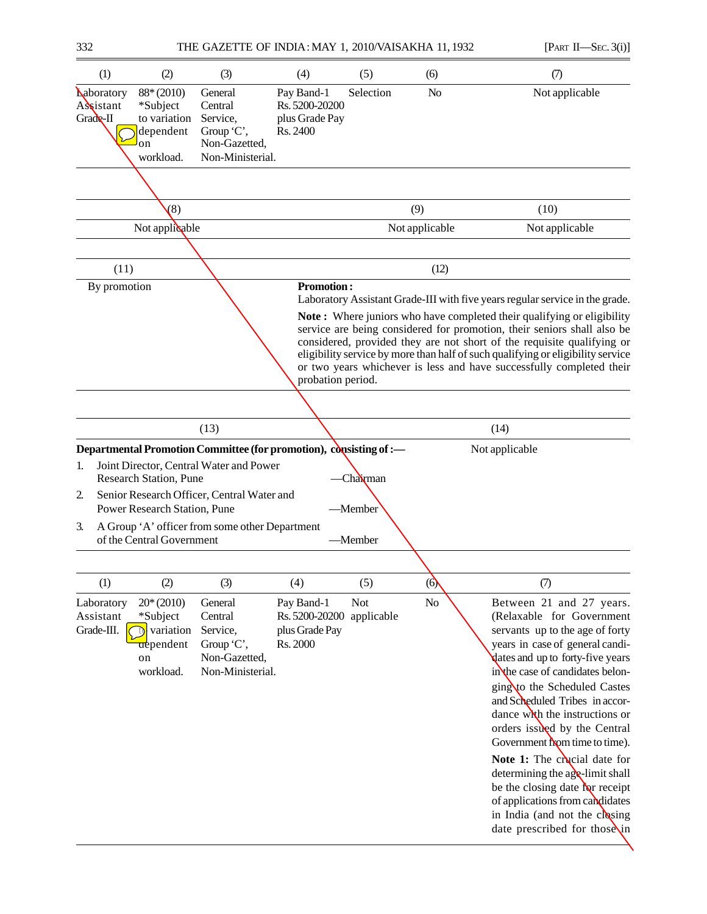| (1) | (2) | (3) | (4) | (5) | (6) | (7) |
|---|---|---|---|---|---|---|
| Laboratory Assistant Grade-II | 88* (2010) *Subject to variation dependent on workload. | General Central Service, Group 'C', Non-Gazetted, Non-Ministerial. | Pay Band-1 Rs. 5200-20200 plus Grade Pay Rs. 2400 | Selection | No | Not applicable |

| (8) | (9) | (10) |
|---|---|---|
| Not applicable | Not applicable | Not applicable |

| (11) | (12) |
|---|---|
| By promotion | **Promotion:** Laboratory Assistant Grade-III with five years regular service in the grade. **Note :** Where juniors who have completed their qualifying or eligibility service are being considered for promotion, their seniors shall also be considered, provided they are not short of the requisite qualifying or eligibility service by more than half of such qualifying or eligibility service or two years whichever is less and have successfully completed their probation period. |

| (13) | (14) |
|---|---|
| **Departmental Promotion Committee (for promotion), consisting of :—** 1. Joint Director, Central Water and Power Research Station, Pune —Chairman; 2. Senior Research Officer, Central Water and Power Research Station, Pune —Member; 3. A Group 'A' officer from some other Department of the Central Government —Member | Not applicable |

| (1) | (2) | (3) | (4) | (5) | (6) | (7) |
|---|---|---|---|---|---|---|
| Laboratory Assistant Grade-III. | 20* (2010) *Subject to variation dependent on workload. | General Central Service, Group 'C', Non-Gazetted, Non-Ministerial. | Pay Band-1 Rs. 5200-20200 plus Grade Pay Rs. 2000 | Not applicable | No | Between 21 and 27 years. (Relaxable for Government servants up to the age of forty years in case of general candidates and up to forty-five years in the case of candidates belonging to the Scheduled Castes and Scheduled Tribes in accordance with the instructions or orders issued by the Central Government from time to time). **Note 1:** The crucial date for determining the age-limit shall be the closing date for receipt of applications from candidates in India (and not the closing date prescribed for those in |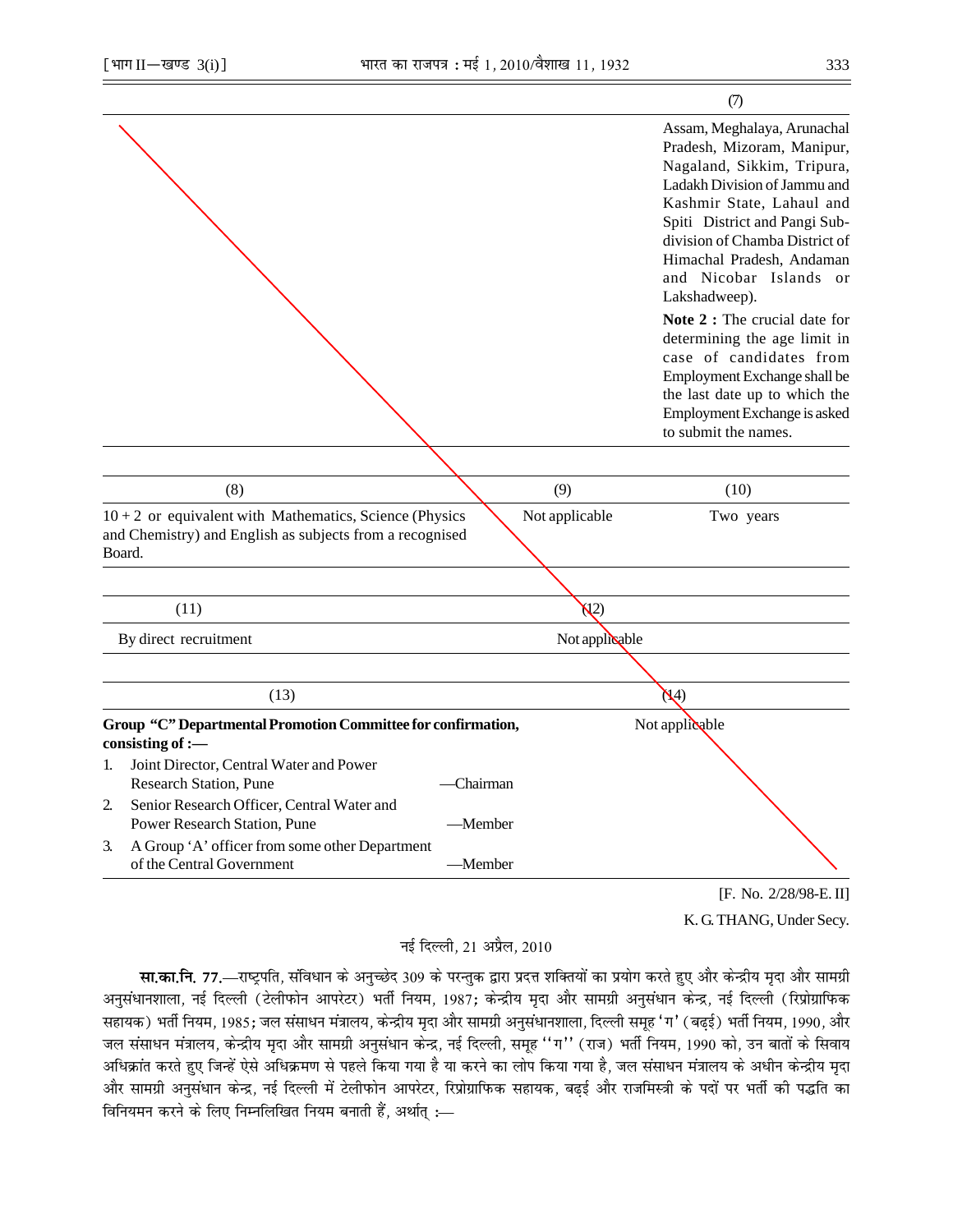| (7) |
|---|
| Assam, Meghalaya, Arunachal Pradesh, Mizoram, Manipur, Nagaland, Sikkim, Tripura, Ladakh Division of Jammu and Kashmir State, Lahaul and Spiti District and Pangi Sub-division of Chamba District of Himachal Pradesh, Andaman and Nicobar Islands or Lakshadweep). |
| **Note 2 :** The crucial date for determining the age limit in case of candidates from Employment Exchange shall be the last date up to which the Employment Exchange is asked to submit the names. |

| (8) | (9) | (10) |
|---|---|---|
| 10 + 2 or equivalent with Mathematics, Science (Physics and Chemistry) and English as subjects from a recognised Board. | Not applicable | Two years |

| (11) | (12) |
|---|---|
| By direct recruitment | Not applicable |

| (13) | (14) |
|---|---|
| **Group "C" Departmental Promotion Committee for confirmation, consisting of :—**<br>1. Joint Director, Central Water and Power Research Station, Pune —Chairman<br>2. Senior Research Officer, Central Water and Power Research Station, Pune —Member<br>3. A Group 'A' officer from some other Department of the Central Government —Member | Not applicable |

[F. No. 2/28/98-E. II]

K. G. THANG, Under Secy.

नई दिल्ली, 21 अप्रैल, 2010

**सा.का.नि. 77.**—राष्ट्रपति, संविधान के अनुच्छेद 309 के परन्तुक द्वारा प्रदत्त शक्तियों का प्रयोग करते हुए और केन्द्रीय मृदा और सामग्री अनुसंधानशाला, नई दिल्ली (टेलीफोन आपरेटर) भर्ती नियम, 1987; केन्द्रीय मृदा और सामग्री अनुसंधान केन्द्र, नई दिल्ली (रिप्रोग्राफिक सहायक) भर्ती नियम, 1985; जल संसाधन मंत्रालय, केन्द्रीय मृदा और सामग्री अनुसंधानशाला, दिल्ली समूह 'ग' (बढ़ई) भर्ती नियम, 1990, और जल संसाधन मंत्रालय, केन्द्रीय मृदा और सामग्री अनुसंधान केन्द्र, नई दिल्ली, समूह ''ग'' (राज) भर्ती नियम, 1990 को, उन बातों के सिवाय अधिक्रांत करते हुए जिन्हें ऐसे अधिक्रमण से पहले किया गया है या करने का लोप किया गया है, जल संसाधन मंत्रालय के अधीन केन्द्रीय मृदा और सामग्री अनुसंधान केन्द्र, नई दिल्ली में टेलीफोन आपरेटर, रिप्रोग्राफिक सहायक, बढ़ई और राजमिस्त्री के पदों पर भर्ती की पद्धति का विनियमन करने के लिए निम्नलिखित नियम बनाती हैं, अर्थात् :—